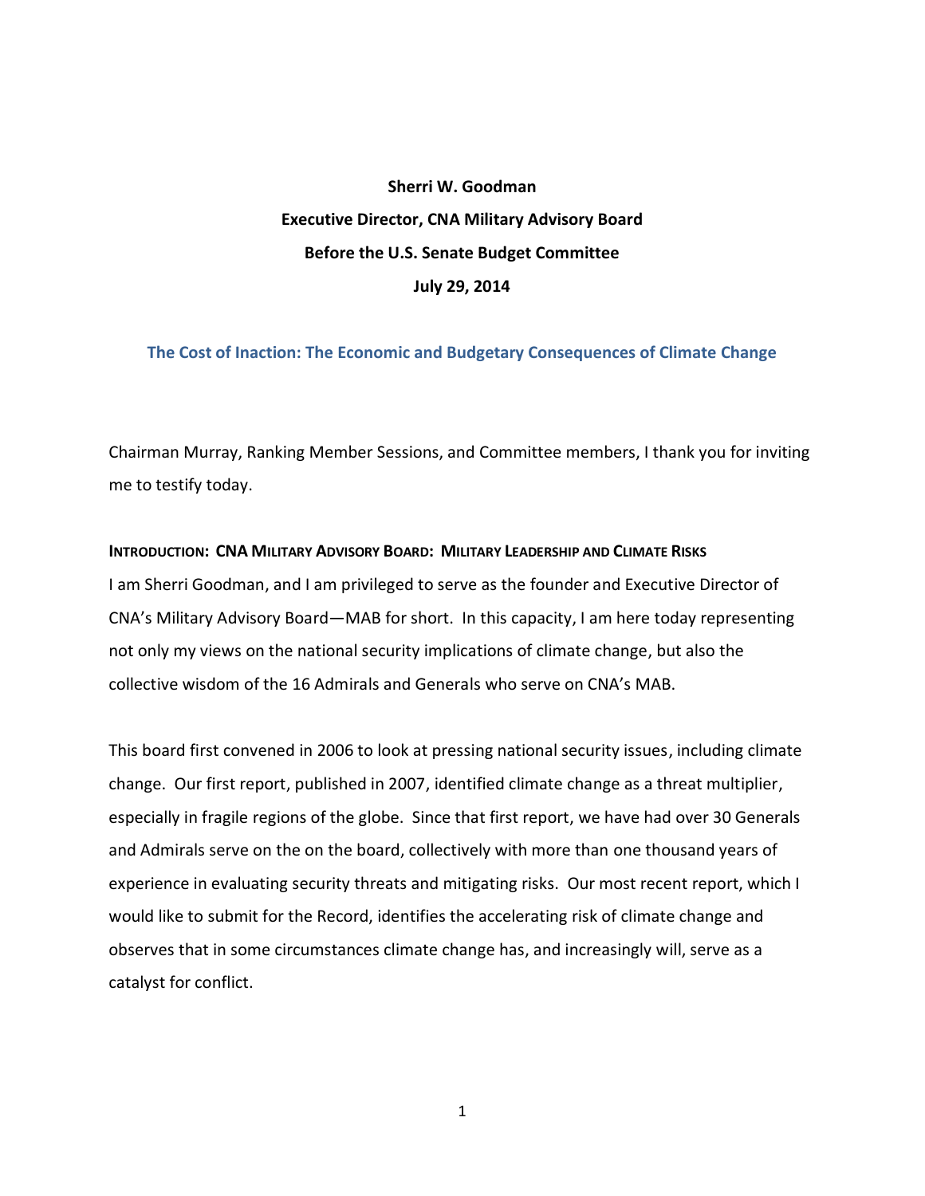**Sherri W. Goodman**

**Executive Director, CNA Military Advisory Board**

**Before the U.S. Senate Budget Committee**

**July 29, 2014**

## The Cost of Inaction: The Economic and Budgetary Consequences of Climate Change

Chairman Murray, Ranking Member Sessions, and Committee members, I thank you for inviting me to testify today.

### INTRODUCTION: CNA MILITARY ADVISORY BOARD: MILITARY LEADERSHIP AND CLIMATE RISKS

I am Sherri Goodman, and I am privileged to serve as the founder and Executive Director of CNA's Military Advisory Board—MAB for short. In this capacity, I am here today representing not only my views on the national security implications of climate change, but also the collective wisdom of the 16 Admirals and Generals who serve on CNA's MAB.

This board first convened in 2006 to look at pressing national security issues, including climate change. Our first report, published in 2007, identified climate change as a threat multiplier, especially in fragile regions of the globe. Since that first report, we have had over 30 Generals and Admirals serve on the on the board, collectively with more than one thousand years of experience in evaluating security threats and mitigating risks. Our most recent report, which I would like to submit for the Record, identifies the accelerating risk of climate change and observes that in some circumstances climate change has, and increasingly will, serve as a catalyst for conflict.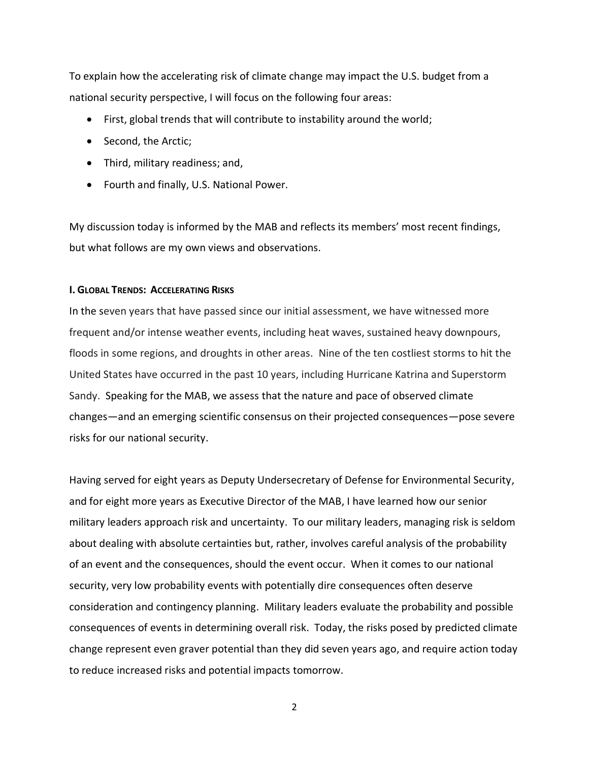To explain how the accelerating risk of climate change may impact the U.S. budget from a national security perspective, I will focus on the following four areas:

- First, global trends that will contribute to instability around the world;
- Second, the Arctic;
- Third, military readiness; and,
- Fourth and finally, U.S. National Power.

My discussion today is informed by the MAB and reflects its members' most recent findings, but what follows are my own views and observations.

### I. Global Trends: Accelerating Risks

In the seven years that have passed since our initial assessment, we have witnessed more frequent and/or intense weather events, including heat waves, sustained heavy downpours, floods in some regions, and droughts in other areas. Nine of the ten costliest storms to hit the United States have occurred in the past 10 years, including Hurricane Katrina and Superstorm Sandy. Speaking for the MAB, we assess that the nature and pace of observed climate changes—and an emerging scientific consensus on their projected consequences—pose severe risks for our national security.

Having served for eight years as Deputy Undersecretary of Defense for Environmental Security, and for eight more years as Executive Director of the MAB, I have learned how our senior military leaders approach risk and uncertainty. To our military leaders, managing risk is seldom about dealing with absolute certainties but, rather, involves careful analysis of the probability of an event and the consequences, should the event occur. When it comes to our national security, very low probability events with potentially dire consequences often deserve consideration and contingency planning. Military leaders evaluate the probability and possible consequences of events in determining overall risk. Today, the risks posed by predicted climate change represent even graver potential than they did seven years ago, and require action today to reduce increased risks and potential impacts tomorrow.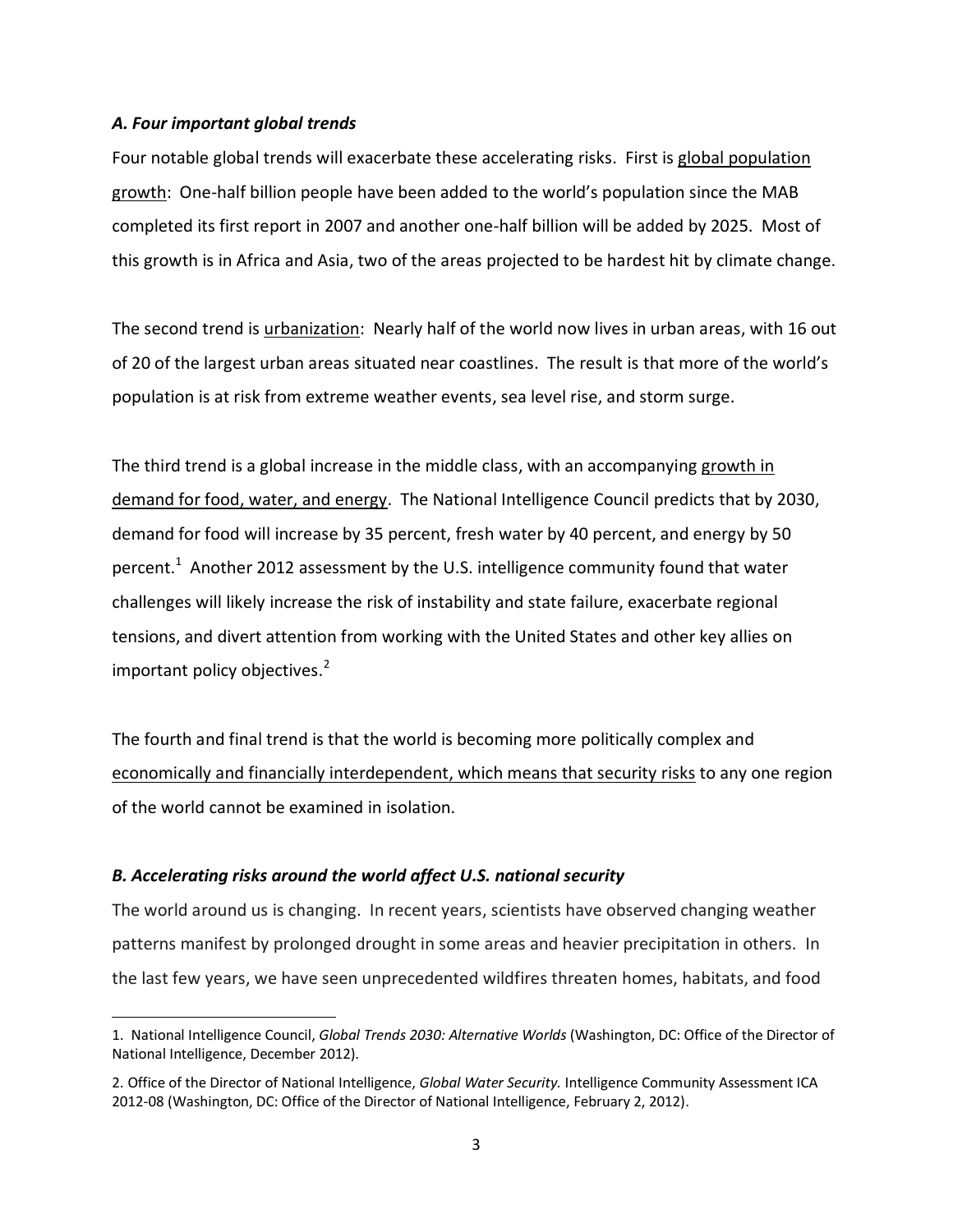### *A. Four important global trends*

Four notable global trends will exacerbate these accelerating risks. First is global population growth: One-half billion people have been added to the world's population since the MAB completed its first report in 2007 and another one-half billion will be added by 2025. Most of this growth is in Africa and Asia, two of the areas projected to be hardest hit by climate change.

The second trend is urbanization: Nearly half of the world now lives in urban areas, with 16 out of 20 of the largest urban areas situated near coastlines. The result is that more of the world's population is at risk from extreme weather events, sea level rise, and storm surge.

The third trend is a global increase in the middle class, with an accompanying growth in demand for food, water, and energy. The National Intelligence Council predicts that by 2030, demand for food will increase by 35 percent, fresh water by 40 percent, and energy by 50 percent.[1] Another 2012 assessment by the U.S. intelligence community found that water challenges will likely increase the risk of instability and state failure, exacerbate regional tensions, and divert attention from working with the United States and other key allies on important policy objectives.[2]

The fourth and final trend is that the world is becoming more politically complex and economically and financially interdependent, which means that security risks to any one region of the world cannot be examined in isolation.

### *B. Accelerating risks around the world affect U.S. national security*

The world around us is changing. In recent years, scientists have observed changing weather patterns manifest by prolonged drought in some areas and heavier precipitation in others. In the last few years, we have seen unprecedented wildfires threaten homes, habitats, and food

---

1. National Intelligence Council, *Global Trends 2030: Alternative Worlds* (Washington, DC: Office of the Director of National Intelligence, December 2012).

2. Office of the Director of National Intelligence, *Global Water Security.* Intelligence Community Assessment ICA 2012-08 (Washington, DC: Office of the Director of National Intelligence, February 2, 2012).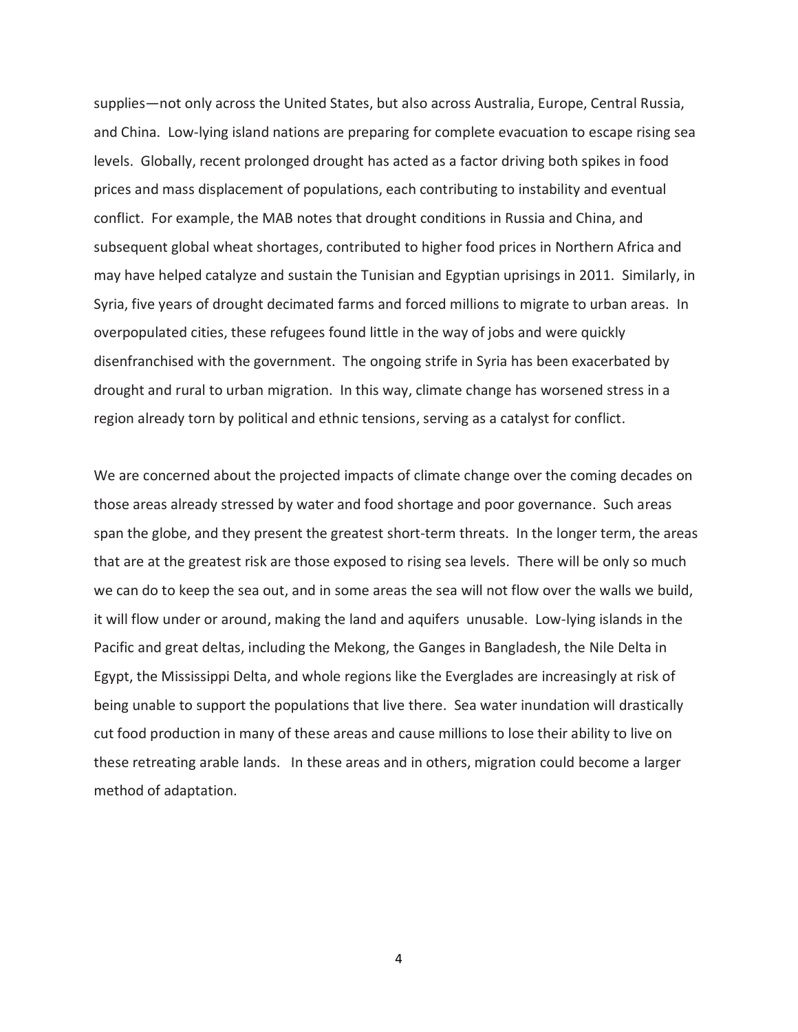supplies—not only across the United States, but also across Australia, Europe, Central Russia, and China. Low-lying island nations are preparing for complete evacuation to escape rising sea levels. Globally, recent prolonged drought has acted as a factor driving both spikes in food prices and mass displacement of populations, each contributing to instability and eventual conflict. For example, the MAB notes that drought conditions in Russia and China, and subsequent global wheat shortages, contributed to higher food prices in Northern Africa and may have helped catalyze and sustain the Tunisian and Egyptian uprisings in 2011. Similarly, in Syria, five years of drought decimated farms and forced millions to migrate to urban areas. In overpopulated cities, these refugees found little in the way of jobs and were quickly disenfranchised with the government. The ongoing strife in Syria has been exacerbated by drought and rural to urban migration. In this way, climate change has worsened stress in a region already torn by political and ethnic tensions, serving as a catalyst for conflict.

We are concerned about the projected impacts of climate change over the coming decades on those areas already stressed by water and food shortage and poor governance. Such areas span the globe, and they present the greatest short-term threats. In the longer term, the areas that are at the greatest risk are those exposed to rising sea levels. There will be only so much we can do to keep the sea out, and in some areas the sea will not flow over the walls we build, it will flow under or around, making the land and aquifers unusable. Low-lying islands in the Pacific and great deltas, including the Mekong, the Ganges in Bangladesh, the Nile Delta in Egypt, the Mississippi Delta, and whole regions like the Everglades are increasingly at risk of being unable to support the populations that live there. Sea water inundation will drastically cut food production in many of these areas and cause millions to lose their ability to live on these retreating arable lands. In these areas and in others, migration could become a larger method of adaptation.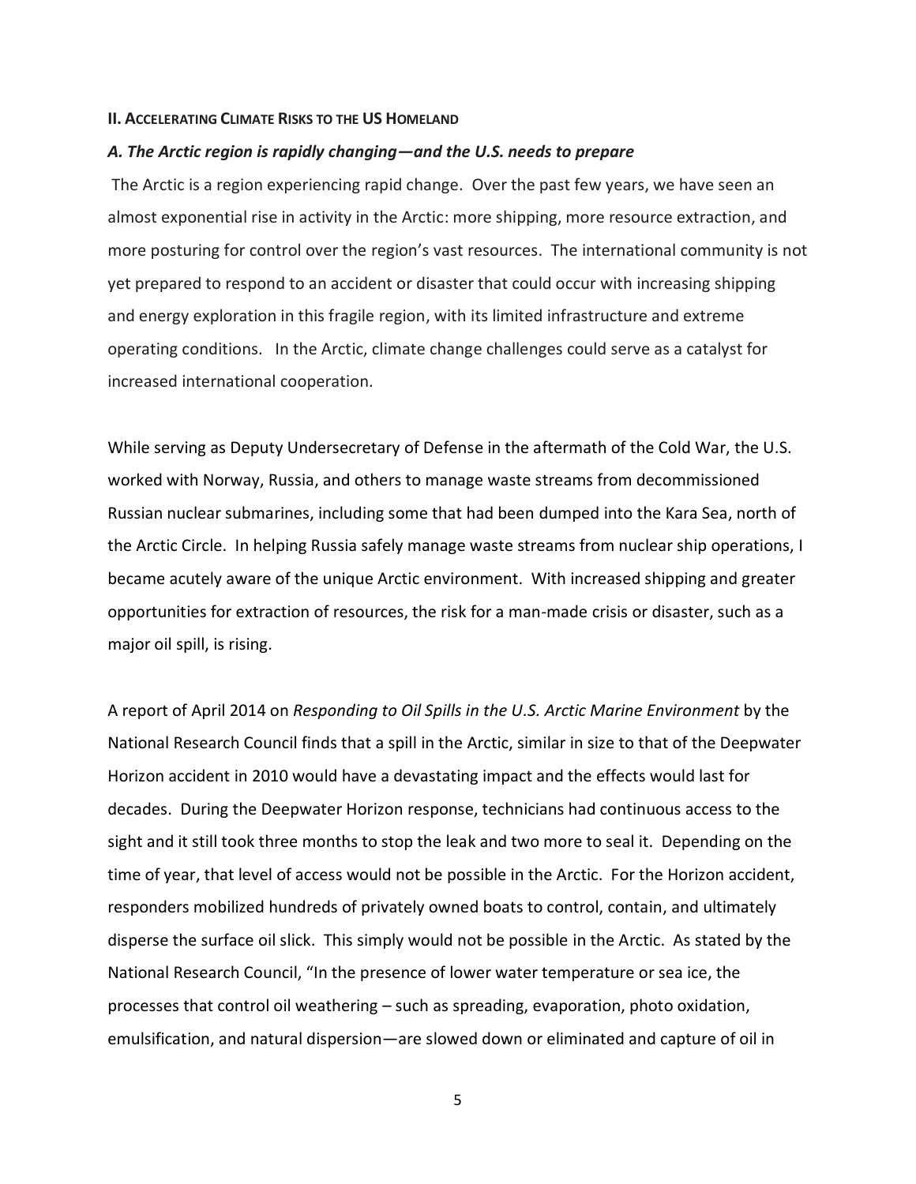## II. Accelerating Climate Risks to the US Homeland

### *A. The Arctic region is rapidly changing—and the U.S. needs to prepare*

The Arctic is a region experiencing rapid change. Over the past few years, we have seen an almost exponential rise in activity in the Arctic: more shipping, more resource extraction, and more posturing for control over the region's vast resources. The international community is not yet prepared to respond to an accident or disaster that could occur with increasing shipping and energy exploration in this fragile region, with its limited infrastructure and extreme operating conditions. In the Arctic, climate change challenges could serve as a catalyst for increased international cooperation.

While serving as Deputy Undersecretary of Defense in the aftermath of the Cold War, the U.S. worked with Norway, Russia, and others to manage waste streams from decommissioned Russian nuclear submarines, including some that had been dumped into the Kara Sea, north of the Arctic Circle. In helping Russia safely manage waste streams from nuclear ship operations, I became acutely aware of the unique Arctic environment. With increased shipping and greater opportunities for extraction of resources, the risk for a man-made crisis or disaster, such as a major oil spill, is rising.

A report of April 2014 on *Responding to Oil Spills in the U.S. Arctic Marine Environment* by the National Research Council finds that a spill in the Arctic, similar in size to that of the Deepwater Horizon accident in 2010 would have a devastating impact and the effects would last for decades. During the Deepwater Horizon response, technicians had continuous access to the sight and it still took three months to stop the leak and two more to seal it. Depending on the time of year, that level of access would not be possible in the Arctic. For the Horizon accident, responders mobilized hundreds of privately owned boats to control, contain, and ultimately disperse the surface oil slick. This simply would not be possible in the Arctic. As stated by the National Research Council, "In the presence of lower water temperature or sea ice, the processes that control oil weathering – such as spreading, evaporation, photo oxidation, emulsification, and natural dispersion—are slowed down or eliminated and capture of oil in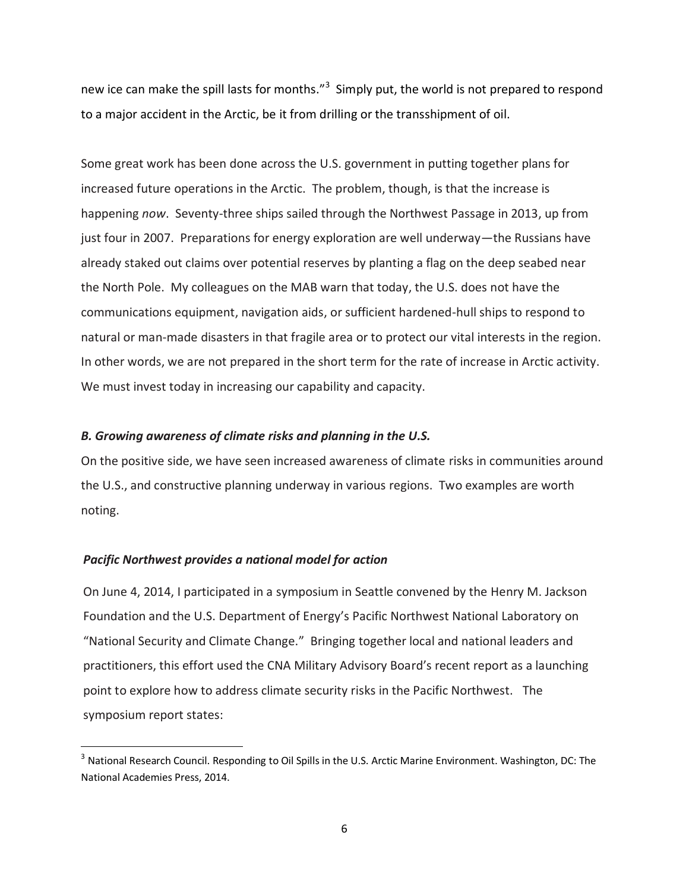new ice can make the spill lasts for months."[3] Simply put, the world is not prepared to respond to a major accident in the Arctic, be it from drilling or the transshipment of oil.

Some great work has been done across the U.S. government in putting together plans for increased future operations in the Arctic. The problem, though, is that the increase is happening *now*. Seventy-three ships sailed through the Northwest Passage in 2013, up from just four in 2007. Preparations for energy exploration are well underway—the Russians have already staked out claims over potential reserves by planting a flag on the deep seabed near the North Pole. My colleagues on the MAB warn that today, the U.S. does not have the communications equipment, navigation aids, or sufficient hardened-hull ships to respond to natural or man-made disasters in that fragile area or to protect our vital interests in the region. In other words, we are not prepared in the short term for the rate of increase in Arctic activity. We must invest today in increasing our capability and capacity.

### *B. Growing awareness of climate risks and planning in the U.S.*

On the positive side, we have seen increased awareness of climate risks in communities around the U.S., and constructive planning underway in various regions. Two examples are worth noting.

#### *Pacific Northwest provides a national model for action*

On June 4, 2014, I participated in a symposium in Seattle convened by the Henry M. Jackson Foundation and the U.S. Department of Energy's Pacific Northwest National Laboratory on "National Security and Climate Change." Bringing together local and national leaders and practitioners, this effort used the CNA Military Advisory Board's recent report as a launching point to explore how to address climate security risks in the Pacific Northwest. The symposium report states:

[3] National Research Council. Responding to Oil Spills in the U.S. Arctic Marine Environment. Washington, DC: The National Academies Press, 2014.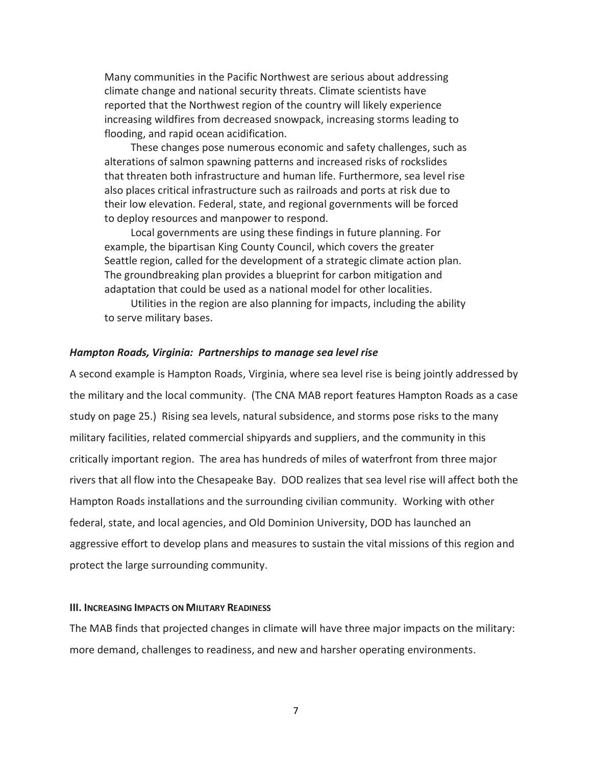Many communities in the Pacific Northwest are serious about addressing climate change and national security threats. Climate scientists have reported that the Northwest region of the country will likely experience increasing wildfires from decreased snowpack, increasing storms leading to flooding, and rapid ocean acidification.

These changes pose numerous economic and safety challenges, such as alterations of salmon spawning patterns and increased risks of rockslides that threaten both infrastructure and human life. Furthermore, sea level rise also places critical infrastructure such as railroads and ports at risk due to their low elevation. Federal, state, and regional governments will be forced to deploy resources and manpower to respond.

Local governments are using these findings in future planning. For example, the bipartisan King County Council, which covers the greater Seattle region, called for the development of a strategic climate action plan. The groundbreaking plan provides a blueprint for carbon mitigation and adaptation that could be used as a national model for other localities.

Utilities in the region are also planning for impacts, including the ability to serve military bases.

### *Hampton Roads, Virginia: Partnerships to manage sea level rise*

A second example is Hampton Roads, Virginia, where sea level rise is being jointly addressed by the military and the local community. (The CNA MAB report features Hampton Roads as a case study on page 25.) Rising sea levels, natural subsidence, and storms pose risks to the many military facilities, related commercial shipyards and suppliers, and the community in this critically important region. The area has hundreds of miles of waterfront from three major rivers that all flow into the Chesapeake Bay. DOD realizes that sea level rise will affect both the Hampton Roads installations and the surrounding civilian community. Working with other federal, state, and local agencies, and Old Dominion University, DOD has launched an aggressive effort to develop plans and measures to sustain the vital missions of this region and protect the large surrounding community.

## III. Increasing Impacts on Military Readiness

The MAB finds that projected changes in climate will have three major impacts on the military: more demand, challenges to readiness, and new and harsher operating environments.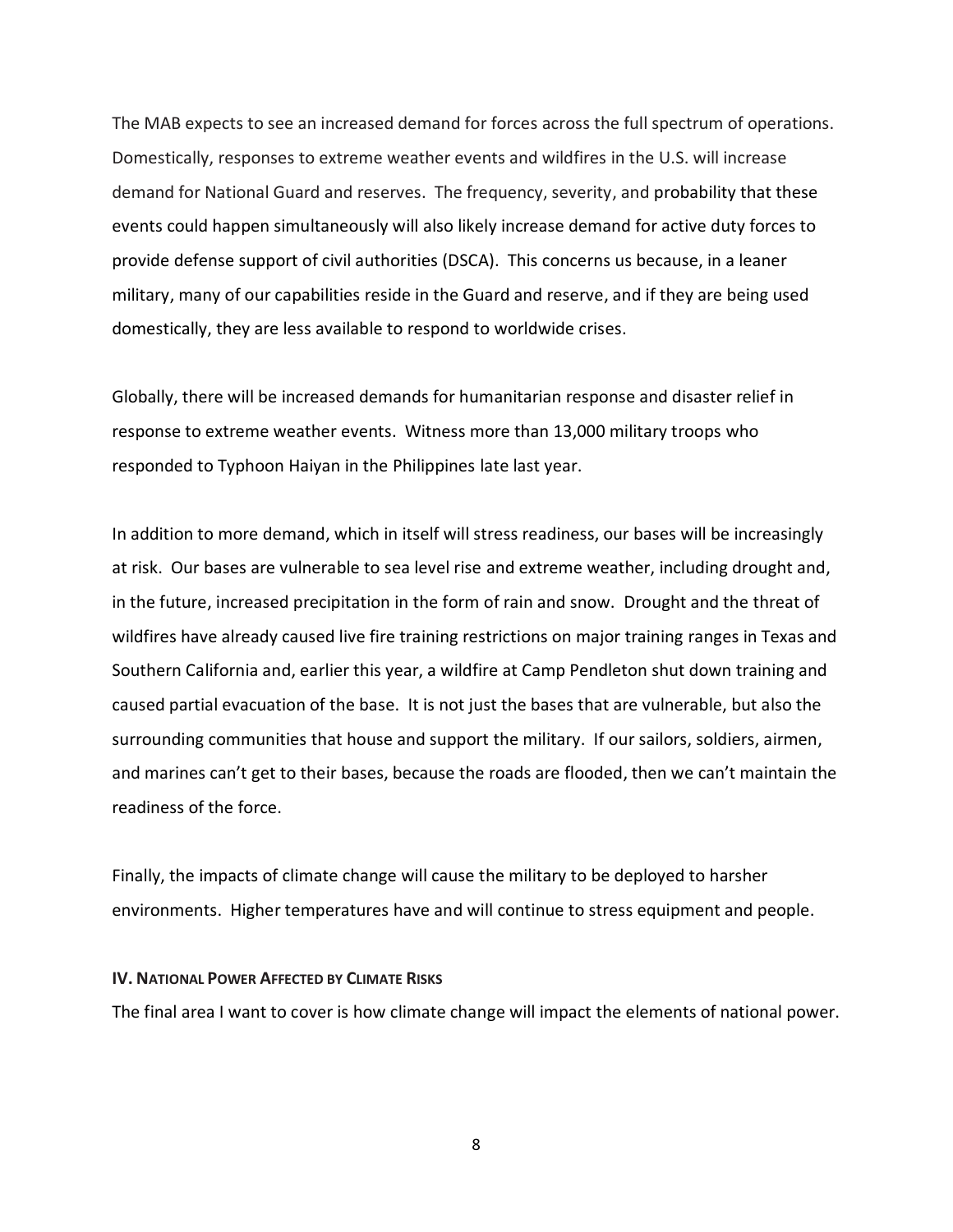The MAB expects to see an increased demand for forces across the full spectrum of operations. Domestically, responses to extreme weather events and wildfires in the U.S. will increase demand for National Guard and reserves. The frequency, severity, and probability that these events could happen simultaneously will also likely increase demand for active duty forces to provide defense support of civil authorities (DSCA). This concerns us because, in a leaner military, many of our capabilities reside in the Guard and reserve, and if they are being used domestically, they are less available to respond to worldwide crises.

Globally, there will be increased demands for humanitarian response and disaster relief in response to extreme weather events. Witness more than 13,000 military troops who responded to Typhoon Haiyan in the Philippines late last year.

In addition to more demand, which in itself will stress readiness, our bases will be increasingly at risk. Our bases are vulnerable to sea level rise and extreme weather, including drought and, in the future, increased precipitation in the form of rain and snow. Drought and the threat of wildfires have already caused live fire training restrictions on major training ranges in Texas and Southern California and, earlier this year, a wildfire at Camp Pendleton shut down training and caused partial evacuation of the base. It is not just the bases that are vulnerable, but also the surrounding communities that house and support the military. If our sailors, soldiers, airmen, and marines can't get to their bases, because the roads are flooded, then we can't maintain the readiness of the force.

Finally, the impacts of climate change will cause the military to be deployed to harsher environments. Higher temperatures have and will continue to stress equipment and people.

### IV. National Power Affected by Climate Risks

The final area I want to cover is how climate change will impact the elements of national power.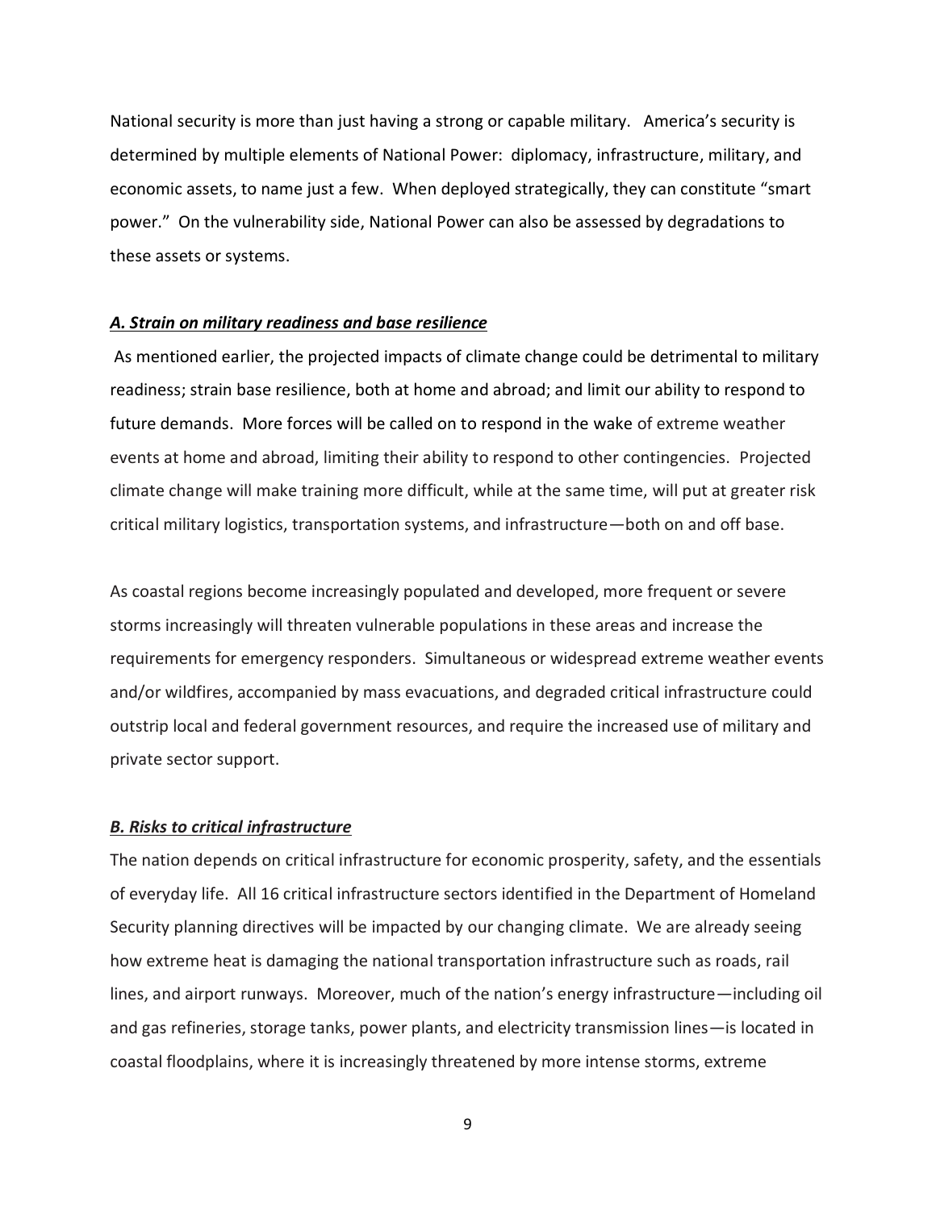National security is more than just having a strong or capable military. America's security is determined by multiple elements of National Power: diplomacy, infrastructure, military, and economic assets, to name just a few. When deployed strategically, they can constitute "smart power." On the vulnerability side, National Power can also be assessed by degradations to these assets or systems.

### ***A. Strain on military readiness and base resilience***

As mentioned earlier, the projected impacts of climate change could be detrimental to military readiness; strain base resilience, both at home and abroad; and limit our ability to respond to future demands. More forces will be called on to respond in the wake of extreme weather events at home and abroad, limiting their ability to respond to other contingencies. Projected climate change will make training more difficult, while at the same time, will put at greater risk critical military logistics, transportation systems, and infrastructure—both on and off base.

As coastal regions become increasingly populated and developed, more frequent or severe storms increasingly will threaten vulnerable populations in these areas and increase the requirements for emergency responders. Simultaneous or widespread extreme weather events and/or wildfires, accompanied by mass evacuations, and degraded critical infrastructure could outstrip local and federal government resources, and require the increased use of military and private sector support.

### ***B. Risks to critical infrastructure***

The nation depends on critical infrastructure for economic prosperity, safety, and the essentials of everyday life. All 16 critical infrastructure sectors identified in the Department of Homeland Security planning directives will be impacted by our changing climate. We are already seeing how extreme heat is damaging the national transportation infrastructure such as roads, rail lines, and airport runways. Moreover, much of the nation's energy infrastructure—including oil and gas refineries, storage tanks, power plants, and electricity transmission lines—is located in coastal floodplains, where it is increasingly threatened by more intense storms, extreme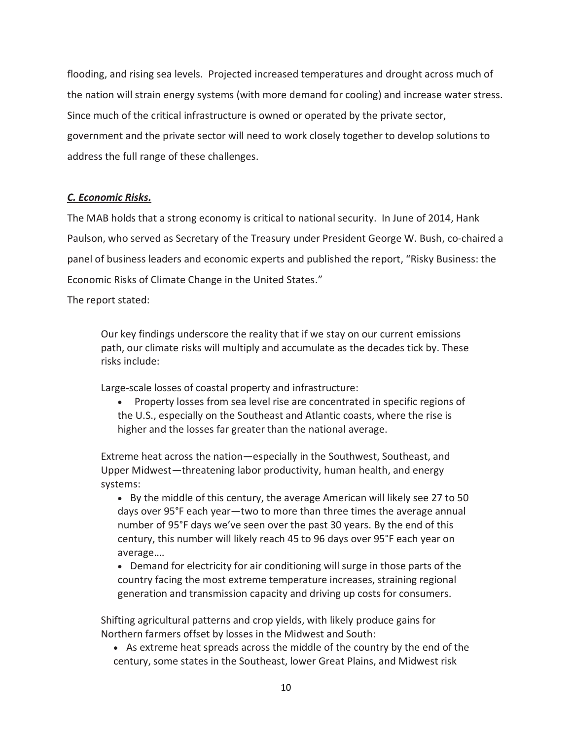flooding, and rising sea levels. Projected increased temperatures and drought across much of the nation will strain energy systems (with more demand for cooling) and increase water stress. Since much of the critical infrastructure is owned or operated by the private sector, government and the private sector will need to work closely together to develop solutions to address the full range of these challenges.

### ***C. Economic Risks.***

The MAB holds that a strong economy is critical to national security. In June of 2014, Hank Paulson, who served as Secretary of the Treasury under President George W. Bush, co-chaired a panel of business leaders and economic experts and published the report, "Risky Business: the Economic Risks of Climate Change in the United States."

The report stated:

> Our key findings underscore the reality that if we stay on our current emissions path, our climate risks will multiply and accumulate as the decades tick by. These risks include:
>
> Large-scale losses of coastal property and infrastructure:
>
> - Property losses from sea level rise are concentrated in specific regions of the U.S., especially on the Southeast and Atlantic coasts, where the rise is higher and the losses far greater than the national average.
>
> Extreme heat across the nation—especially in the Southwest, Southeast, and Upper Midwest—threatening labor productivity, human health, and energy systems:
>
> - By the middle of this century, the average American will likely see 27 to 50 days over 95°F each year—two to more than three times the average annual number of 95°F days we've seen over the past 30 years. By the end of this century, this number will likely reach 45 to 96 days over 95°F each year on average….
> - Demand for electricity for air conditioning will surge in those parts of the country facing the most extreme temperature increases, straining regional generation and transmission capacity and driving up costs for consumers.
>
> Shifting agricultural patterns and crop yields, with likely produce gains for Northern farmers offset by losses in the Midwest and South:
>
> - As extreme heat spreads across the middle of the country by the end of the century, some states in the Southeast, lower Great Plains, and Midwest risk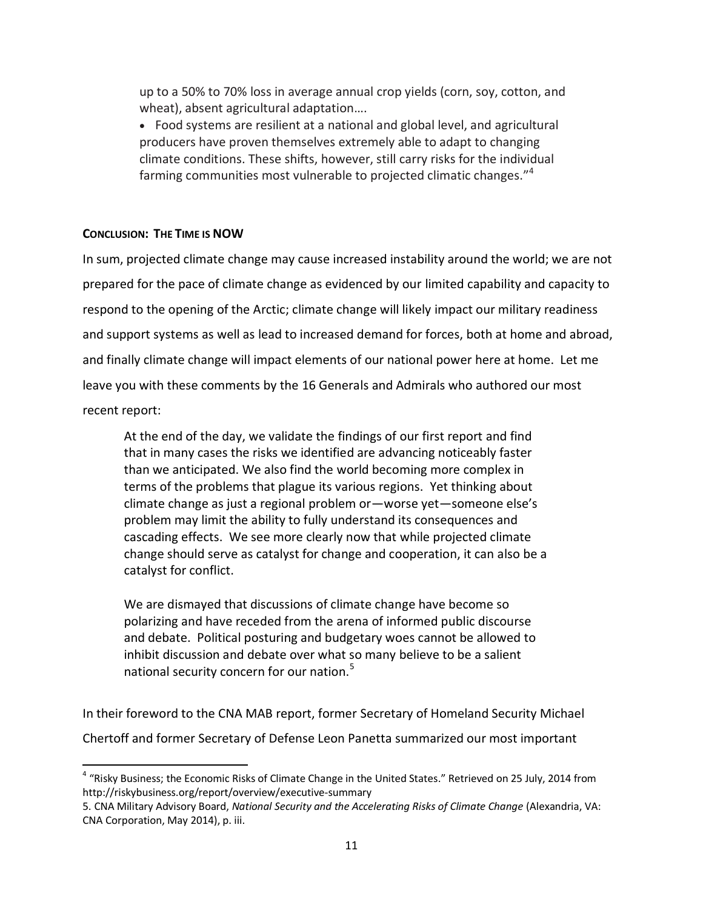up to a 50% to 70% loss in average annual crop yields (corn, soy, cotton, and wheat), absent agricultural adaptation….

> - Food systems are resilient at a national and global level, and agricultural producers have proven themselves extremely able to adapt to changing climate conditions. These shifts, however, still carry risks for the individual farming communities most vulnerable to projected climatic changes."[4]

**CONCLUSION: THE TIME IS NOW**

In sum, projected climate change may cause increased instability around the world; we are not prepared for the pace of climate change as evidenced by our limited capability and capacity to respond to the opening of the Arctic; climate change will likely impact our military readiness and support systems as well as lead to increased demand for forces, both at home and abroad, and finally climate change will impact elements of our national power here at home. Let me leave you with these comments by the 16 Generals and Admirals who authored our most recent report:

> At the end of the day, we validate the findings of our first report and find that in many cases the risks we identified are advancing noticeably faster than we anticipated. We also find the world becoming more complex in terms of the problems that plague its various regions. Yet thinking about climate change as just a regional problem or—worse yet—someone else's problem may limit the ability to fully understand its consequences and cascading effects. We see more clearly now that while projected climate change should serve as catalyst for change and cooperation, it can also be a catalyst for conflict.
>
> We are dismayed that discussions of climate change have become so polarizing and have receded from the arena of informed public discourse and debate. Political posturing and budgetary woes cannot be allowed to inhibit discussion and debate over what so many believe to be a salient national security concern for our nation.[5]

In their foreword to the CNA MAB report, former Secretary of Homeland Security Michael Chertoff and former Secretary of Defense Leon Panetta summarized our most important

---

[4] "Risky Business; the Economic Risks of Climate Change in the United States." Retrieved on 25 July, 2014 from http://riskybusiness.org/report/overview/executive-summary

5. CNA Military Advisory Board, *National Security and the Accelerating Risks of Climate Change* (Alexandria, VA: CNA Corporation, May 2014), p. iii.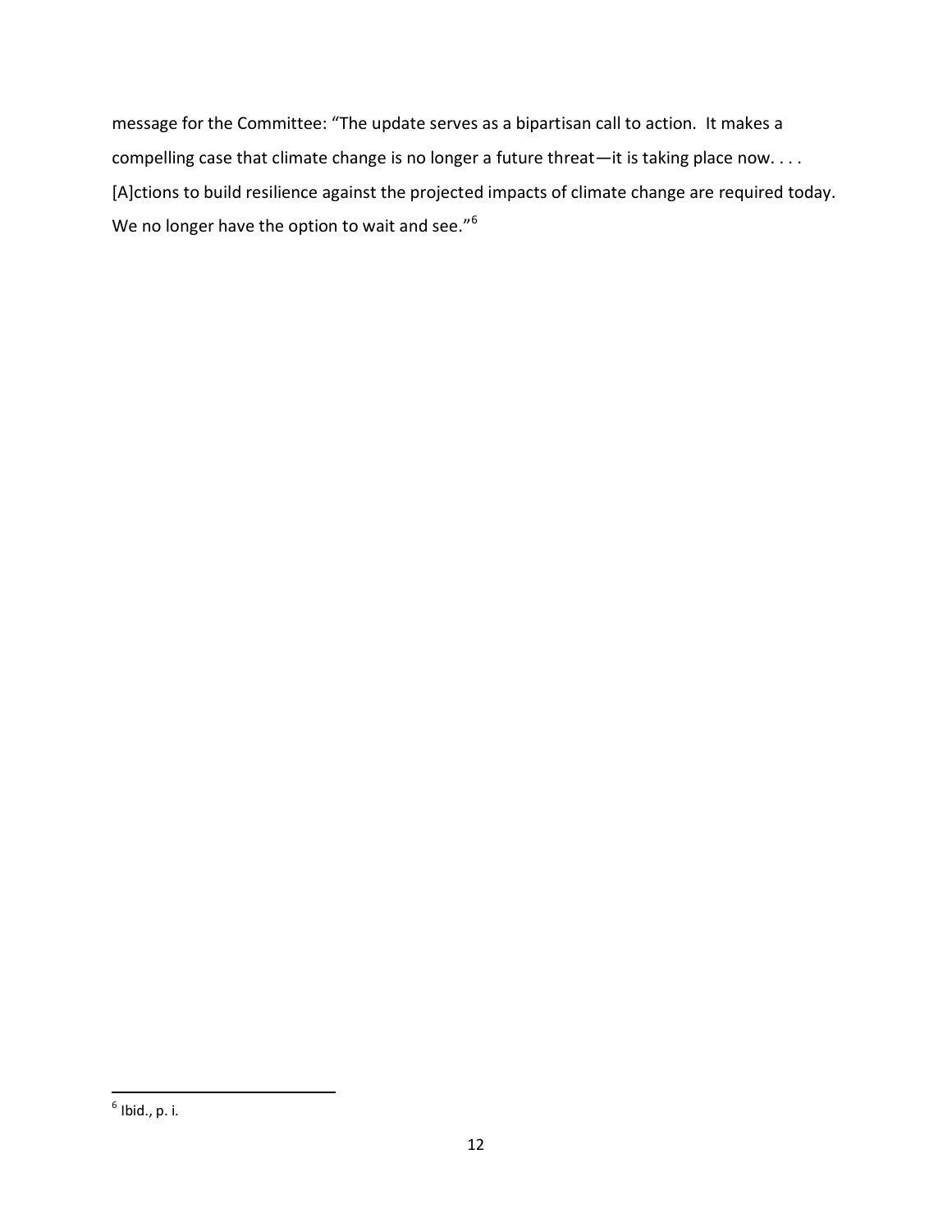message for the Committee: “The update serves as a bipartisan call to action. It makes a compelling case that climate change is no longer a future threat—it is taking place now. . . . [A]ctions to build resilience against the projected impacts of climate change are required today. We no longer have the option to wait and see.”[6]

[6] Ibid., p. i.